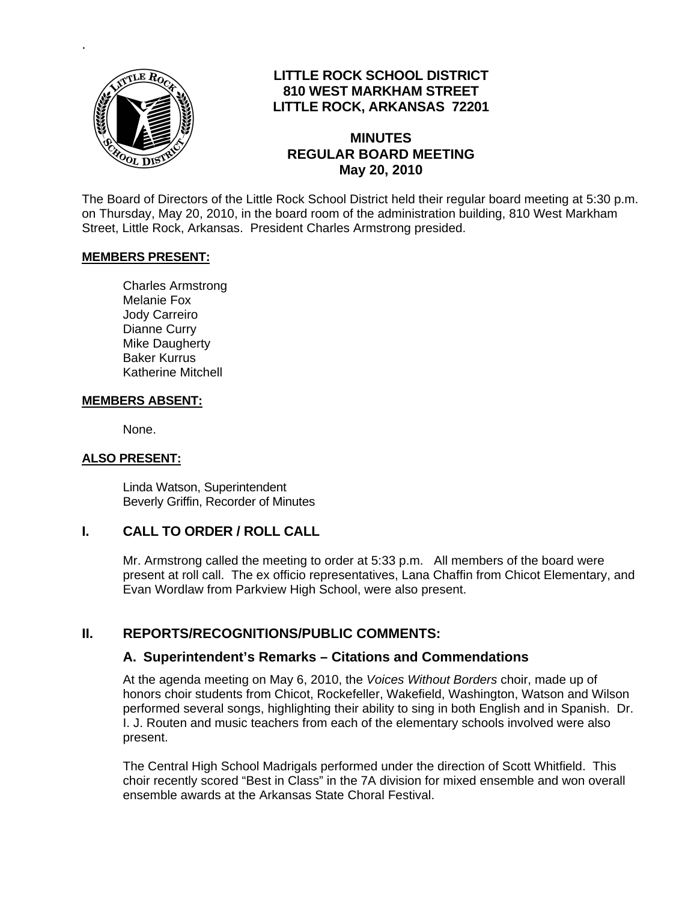# LITTLE ROCK SCHOOL DISTRICT
**810 WEST MARKHAM STREET**
**LITTLE ROCK, ARKANSAS 72201**

## MINUTES
## REGULAR BOARD MEETING
## May 20, 2010

The Board of Directors of the Little Rock School District held their regular board meeting at 5:30 p.m. on Thursday, May 20, 2010, in the board room of the administration building, 810 West Markham Street, Little Rock, Arkansas. President Charles Armstrong presided.

**MEMBERS PRESENT:**

Charles Armstrong
Melanie Fox
Jody Carreiro
Dianne Curry
Mike Daugherty
Baker Kurrus
Katherine Mitchell

**MEMBERS ABSENT:**

None.

**ALSO PRESENT:**

Linda Watson, Superintendent
Beverly Griffin, Recorder of Minutes

## I. CALL TO ORDER / ROLL CALL

Mr. Armstrong called the meeting to order at 5:33 p.m. All members of the board were present at roll call. The ex officio representatives, Lana Chaffin from Chicot Elementary, and Evan Wordlaw from Parkview High School, were also present.

## II. REPORTS/RECOGNITIONS/PUBLIC COMMENTS:

### A. Superintendent's Remarks – Citations and Commendations

At the agenda meeting on May 6, 2010, the *Voices Without Borders* choir, made up of honors choir students from Chicot, Rockefeller, Wakefield, Washington, Watson and Wilson performed several songs, highlighting their ability to sing in both English and in Spanish. Dr. I. J. Routen and music teachers from each of the elementary schools involved were also present.

The Central High School Madrigals performed under the direction of Scott Whitfield. This choir recently scored "Best in Class" in the 7A division for mixed ensemble and won overall ensemble awards at the Arkansas State Choral Festival.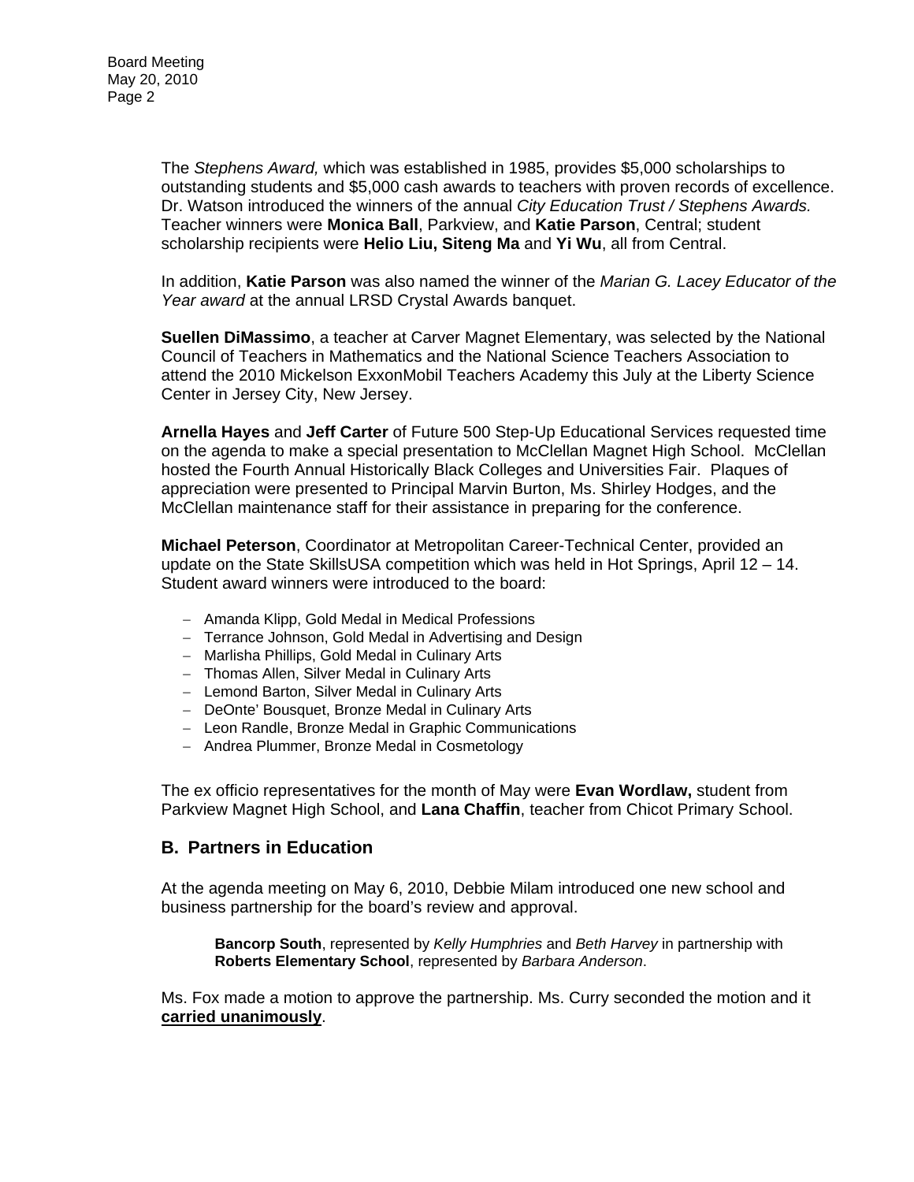The *Stephens Award,* which was established in 1985, provides $5,000 scholarships to outstanding students and $5,000 cash awards to teachers with proven records of excellence. Dr. Watson introduced the winners of the annual *City Education Trust / Stephens Awards.* Teacher winners were **Monica Ball**, Parkview, and **Katie Parson**, Central; student scholarship recipients were **Helio Liu, Siteng Ma** and **Yi Wu**, all from Central.

In addition, **Katie Parson** was also named the winner of the *Marian G. Lacey Educator of the Year award* at the annual LRSD Crystal Awards banquet.

**Suellen DiMassimo**, a teacher at Carver Magnet Elementary, was selected by the National Council of Teachers in Mathematics and the National Science Teachers Association to attend the 2010 Mickelson ExxonMobil Teachers Academy this July at the Liberty Science Center in Jersey City, New Jersey.

**Arnella Hayes** and **Jeff Carter** of Future 500 Step-Up Educational Services requested time on the agenda to make a special presentation to McClellan Magnet High School. McClellan hosted the Fourth Annual Historically Black Colleges and Universities Fair. Plaques of appreciation were presented to Principal Marvin Burton, Ms. Shirley Hodges, and the McClellan maintenance staff for their assistance in preparing for the conference.

**Michael Peterson**, Coordinator at Metropolitan Career-Technical Center, provided an update on the State SkillsUSA competition which was held in Hot Springs, April 12 – 14. Student award winners were introduced to the board:

- Amanda Klipp, Gold Medal in Medical Professions
- Terrance Johnson, Gold Medal in Advertising and Design
- Marlisha Phillips, Gold Medal in Culinary Arts
- Thomas Allen, Silver Medal in Culinary Arts
- Lemond Barton, Silver Medal in Culinary Arts
- DeOnte' Bousquet, Bronze Medal in Culinary Arts
- Leon Randle, Bronze Medal in Graphic Communications
- Andrea Plummer, Bronze Medal in Cosmetology

The ex officio representatives for the month of May were **Evan Wordlaw,** student from Parkview Magnet High School, and **Lana Chaffin**, teacher from Chicot Primary School.

## B. Partners in Education

At the agenda meeting on May 6, 2010, Debbie Milam introduced one new school and business partnership for the board's review and approval.

> **Bancorp South**, represented by *Kelly Humphries* and *Beth Harvey* in partnership with **Roberts Elementary School**, represented by *Barbara Anderson*.

Ms. Fox made a motion to approve the partnership. Ms. Curry seconded the motion and it **carried unanimously**.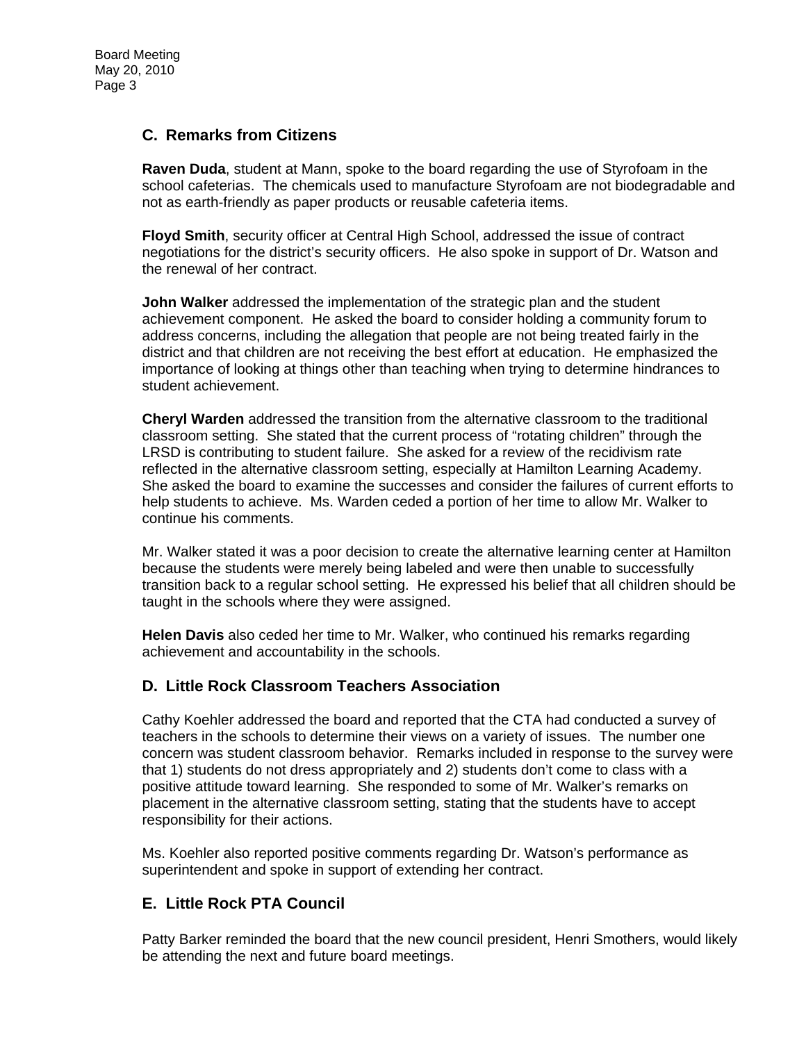## C. Remarks from Citizens

**Raven Duda**, student at Mann, spoke to the board regarding the use of Styrofoam in the school cafeterias. The chemicals used to manufacture Styrofoam are not biodegradable and not as earth-friendly as paper products or reusable cafeteria items.

**Floyd Smith**, security officer at Central High School, addressed the issue of contract negotiations for the district's security officers. He also spoke in support of Dr. Watson and the renewal of her contract.

**John Walker** addressed the implementation of the strategic plan and the student achievement component. He asked the board to consider holding a community forum to address concerns, including the allegation that people are not being treated fairly in the district and that children are not receiving the best effort at education. He emphasized the importance of looking at things other than teaching when trying to determine hindrances to student achievement.

**Cheryl Warden** addressed the transition from the alternative classroom to the traditional classroom setting. She stated that the current process of "rotating children" through the LRSD is contributing to student failure. She asked for a review of the recidivism rate reflected in the alternative classroom setting, especially at Hamilton Learning Academy. She asked the board to examine the successes and consider the failures of current efforts to help students to achieve. Ms. Warden ceded a portion of her time to allow Mr. Walker to continue his comments.

Mr. Walker stated it was a poor decision to create the alternative learning center at Hamilton because the students were merely being labeled and were then unable to successfully transition back to a regular school setting. He expressed his belief that all children should be taught in the schools where they were assigned.

**Helen Davis** also ceded her time to Mr. Walker, who continued his remarks regarding achievement and accountability in the schools.

## D. Little Rock Classroom Teachers Association

Cathy Koehler addressed the board and reported that the CTA had conducted a survey of teachers in the schools to determine their views on a variety of issues. The number one concern was student classroom behavior. Remarks included in response to the survey were that 1) students do not dress appropriately and 2) students don't come to class with a positive attitude toward learning. She responded to some of Mr. Walker's remarks on placement in the alternative classroom setting, stating that the students have to accept responsibility for their actions.

Ms. Koehler also reported positive comments regarding Dr. Watson's performance as superintendent and spoke in support of extending her contract.

## E. Little Rock PTA Council

Patty Barker reminded the board that the new council president, Henri Smothers, would likely be attending the next and future board meetings.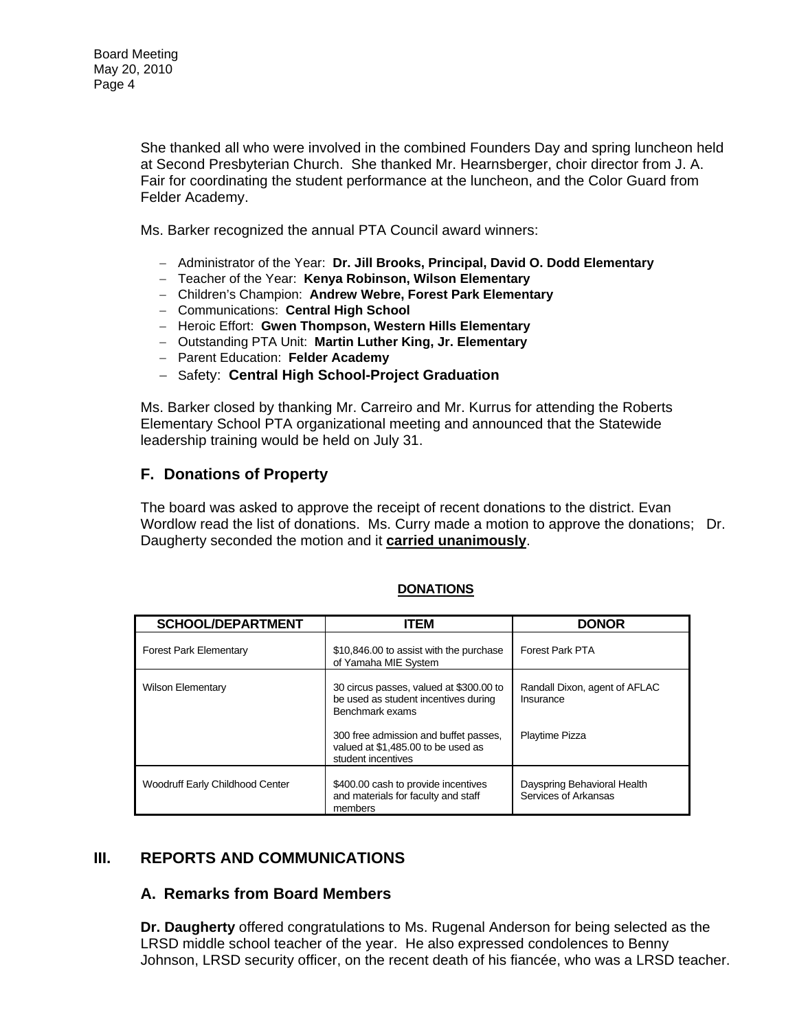She thanked all who were involved in the combined Founders Day and spring luncheon held at Second Presbyterian Church. She thanked Mr. Hearnsberger, choir director from J. A. Fair for coordinating the student performance at the luncheon, and the Color Guard from Felder Academy.

Ms. Barker recognized the annual PTA Council award winners:

- Administrator of the Year: **Dr. Jill Brooks, Principal, David O. Dodd Elementary**
- Teacher of the Year: **Kenya Robinson, Wilson Elementary**
- Children's Champion: **Andrew Webre, Forest Park Elementary**
- Communications: **Central High School**
- Heroic Effort: **Gwen Thompson, Western Hills Elementary**
- Outstanding PTA Unit: **Martin Luther King, Jr. Elementary**
- Parent Education: **Felder Academy**
- Safety: **Central High School-Project Graduation**

Ms. Barker closed by thanking Mr. Carreiro and Mr. Kurrus for attending the Roberts Elementary School PTA organizational meeting and announced that the Statewide leadership training would be held on July 31.

## F. Donations of Property

The board was asked to approve the receipt of recent donations to the district. Evan Wordlow read the list of donations. Ms. Curry made a motion to approve the donations; Dr. Daugherty seconded the motion and it **carried unanimously**.

**DONATIONS**

| SCHOOL/DEPARTMENT | ITEM | DONOR |
|---|---|---|
| Forest Park Elementary | $10,846.00 to assist with the purchase of Yamaha MIE System | Forest Park PTA |
| Wilson Elementary | 30 circus passes, valued at $300.00 to be used as student incentives during Benchmark exams | Randall Dixon, agent of AFLAC Insurance |
| | 300 free admission and buffet passes, valued at $1,485.00 to be used as student incentives | Playtime Pizza |
| Woodruff Early Childhood Center | $400.00 cash to provide incentives and materials for faculty and staff members | Dayspring Behavioral Health Services of Arkansas |

# III. REPORTS AND COMMUNICATIONS

## A. Remarks from Board Members

**Dr. Daugherty** offered congratulations to Ms. Rugenal Anderson for being selected as the LRSD middle school teacher of the year. He also expressed condolences to Benny Johnson, LRSD security officer, on the recent death of his fiancée, who was a LRSD teacher.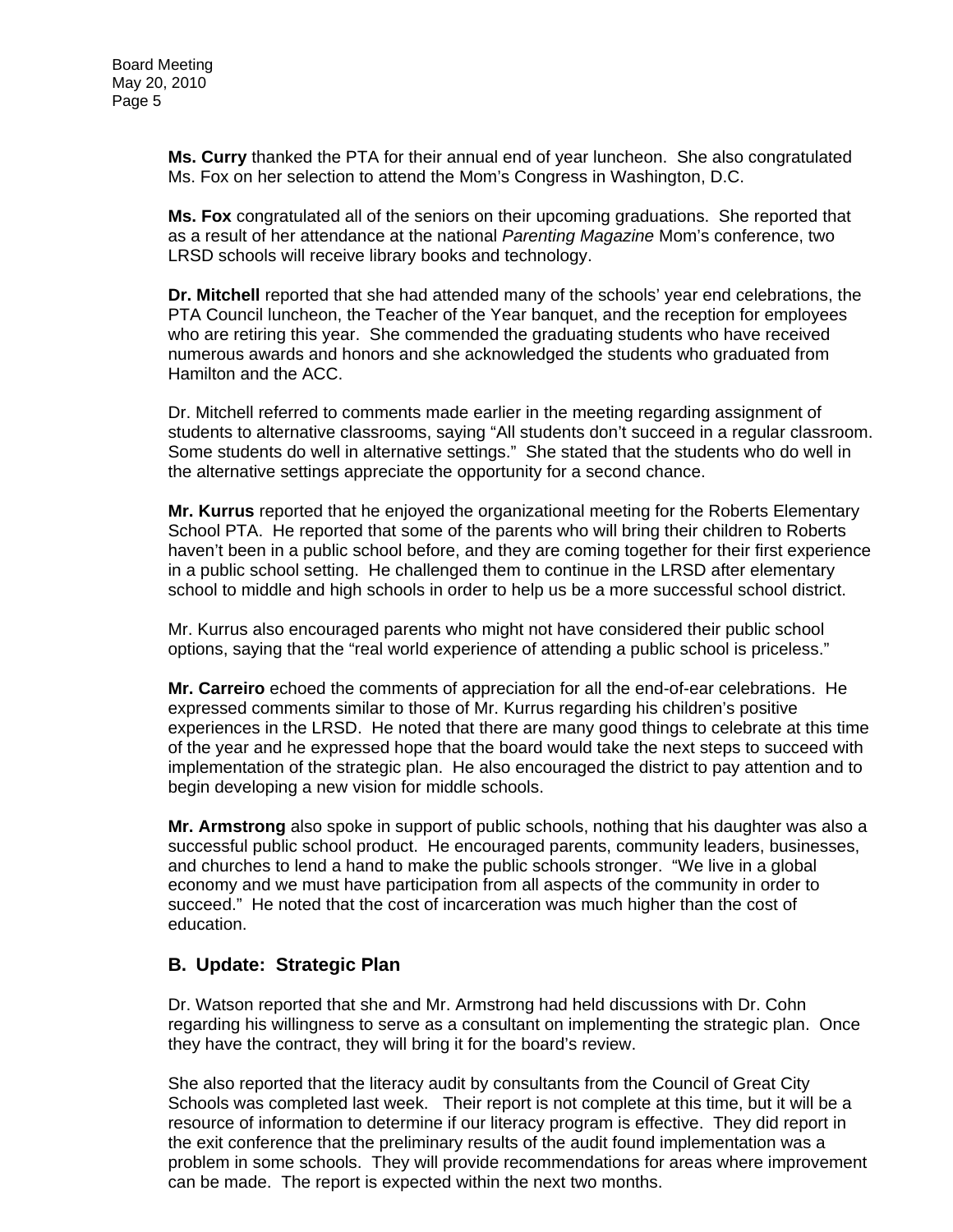**Ms. Curry** thanked the PTA for their annual end of year luncheon. She also congratulated Ms. Fox on her selection to attend the Mom's Congress in Washington, D.C.

**Ms. Fox** congratulated all of the seniors on their upcoming graduations. She reported that as a result of her attendance at the national *Parenting Magazine* Mom's conference, two LRSD schools will receive library books and technology.

**Dr. Mitchell** reported that she had attended many of the schools' year end celebrations, the PTA Council luncheon, the Teacher of the Year banquet, and the reception for employees who are retiring this year. She commended the graduating students who have received numerous awards and honors and she acknowledged the students who graduated from Hamilton and the ACC.

Dr. Mitchell referred to comments made earlier in the meeting regarding assignment of students to alternative classrooms, saying "All students don't succeed in a regular classroom. Some students do well in alternative settings." She stated that the students who do well in the alternative settings appreciate the opportunity for a second chance.

**Mr. Kurrus** reported that he enjoyed the organizational meeting for the Roberts Elementary School PTA. He reported that some of the parents who will bring their children to Roberts haven't been in a public school before, and they are coming together for their first experience in a public school setting. He challenged them to continue in the LRSD after elementary school to middle and high schools in order to help us be a more successful school district.

Mr. Kurrus also encouraged parents who might not have considered their public school options, saying that the "real world experience of attending a public school is priceless."

**Mr. Carreiro** echoed the comments of appreciation for all the end-of-ear celebrations. He expressed comments similar to those of Mr. Kurrus regarding his children's positive experiences in the LRSD. He noted that there are many good things to celebrate at this time of the year and he expressed hope that the board would take the next steps to succeed with implementation of the strategic plan. He also encouraged the district to pay attention and to begin developing a new vision for middle schools.

**Mr. Armstrong** also spoke in support of public schools, nothing that his daughter was also a successful public school product. He encouraged parents, community leaders, businesses, and churches to lend a hand to make the public schools stronger. "We live in a global economy and we must have participation from all aspects of the community in order to succeed." He noted that the cost of incarceration was much higher than the cost of education.

## B. Update: Strategic Plan

Dr. Watson reported that she and Mr. Armstrong had held discussions with Dr. Cohn regarding his willingness to serve as a consultant on implementing the strategic plan. Once they have the contract, they will bring it for the board's review.

She also reported that the literacy audit by consultants from the Council of Great City Schools was completed last week. Their report is not complete at this time, but it will be a resource of information to determine if our literacy program is effective. They did report in the exit conference that the preliminary results of the audit found implementation was a problem in some schools. They will provide recommendations for areas where improvement can be made. The report is expected within the next two months.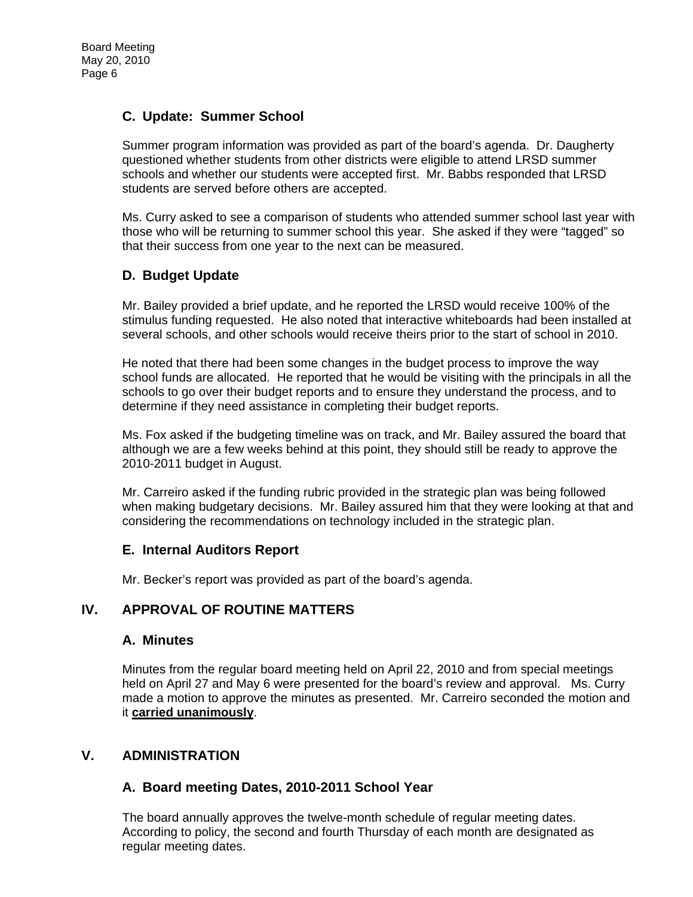### C. Update: Summer School

Summer program information was provided as part of the board's agenda. Dr. Daugherty questioned whether students from other districts were eligible to attend LRSD summer schools and whether our students were accepted first. Mr. Babbs responded that LRSD students are served before others are accepted.

Ms. Curry asked to see a comparison of students who attended summer school last year with those who will be returning to summer school this year. She asked if they were "tagged" so that their success from one year to the next can be measured.

### D. Budget Update

Mr. Bailey provided a brief update, and he reported the LRSD would receive 100% of the stimulus funding requested. He also noted that interactive whiteboards had been installed at several schools, and other schools would receive theirs prior to the start of school in 2010.

He noted that there had been some changes in the budget process to improve the way school funds are allocated. He reported that he would be visiting with the principals in all the schools to go over their budget reports and to ensure they understand the process, and to determine if they need assistance in completing their budget reports.

Ms. Fox asked if the budgeting timeline was on track, and Mr. Bailey assured the board that although we are a few weeks behind at this point, they should still be ready to approve the 2010-2011 budget in August.

Mr. Carreiro asked if the funding rubric provided in the strategic plan was being followed when making budgetary decisions. Mr. Bailey assured him that they were looking at that and considering the recommendations on technology included in the strategic plan.

### E. Internal Auditors Report

Mr. Becker's report was provided as part of the board's agenda.

## IV. APPROVAL OF ROUTINE MATTERS

### A. Minutes

Minutes from the regular board meeting held on April 22, 2010 and from special meetings held on April 27 and May 6 were presented for the board's review and approval. Ms. Curry made a motion to approve the minutes as presented. Mr. Carreiro seconded the motion and it **carried unanimously**.

## V. ADMINISTRATION

### A. Board meeting Dates, 2010-2011 School Year

The board annually approves the twelve-month schedule of regular meeting dates. According to policy, the second and fourth Thursday of each month are designated as regular meeting dates.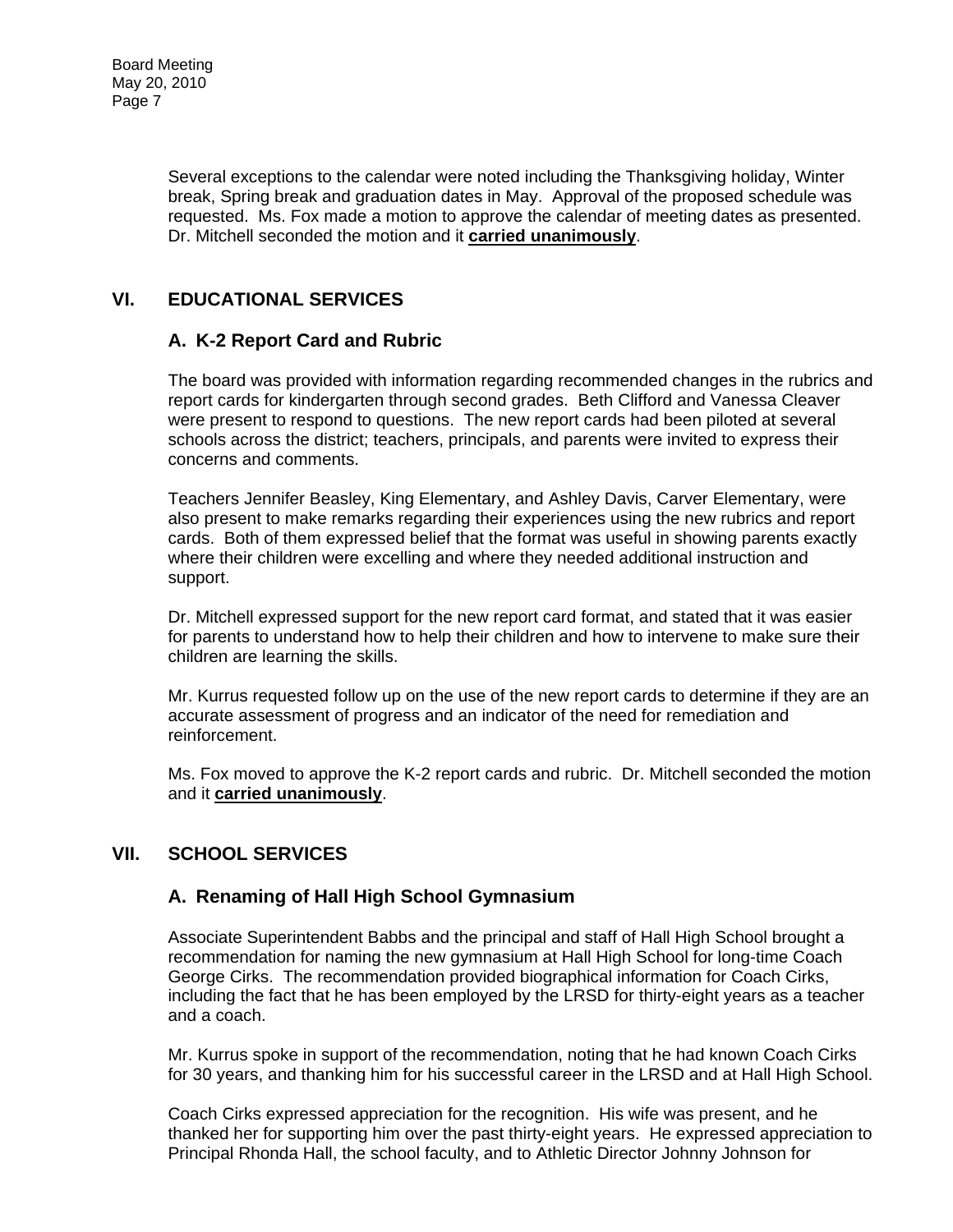Several exceptions to the calendar were noted including the Thanksgiving holiday, Winter break, Spring break and graduation dates in May. Approval of the proposed schedule was requested. Ms. Fox made a motion to approve the calendar of meeting dates as presented. Dr. Mitchell seconded the motion and it **carried unanimously**.

## VI. EDUCATIONAL SERVICES

### A. K-2 Report Card and Rubric

The board was provided with information regarding recommended changes in the rubrics and report cards for kindergarten through second grades. Beth Clifford and Vanessa Cleaver were present to respond to questions. The new report cards had been piloted at several schools across the district; teachers, principals, and parents were invited to express their concerns and comments.

Teachers Jennifer Beasley, King Elementary, and Ashley Davis, Carver Elementary, were also present to make remarks regarding their experiences using the new rubrics and report cards. Both of them expressed belief that the format was useful in showing parents exactly where their children were excelling and where they needed additional instruction and support.

Dr. Mitchell expressed support for the new report card format, and stated that it was easier for parents to understand how to help their children and how to intervene to make sure their children are learning the skills.

Mr. Kurrus requested follow up on the use of the new report cards to determine if they are an accurate assessment of progress and an indicator of the need for remediation and reinforcement.

Ms. Fox moved to approve the K-2 report cards and rubric. Dr. Mitchell seconded the motion and it **carried unanimously**.

## VII. SCHOOL SERVICES

### A. Renaming of Hall High School Gymnasium

Associate Superintendent Babbs and the principal and staff of Hall High School brought a recommendation for naming the new gymnasium at Hall High School for long-time Coach George Cirks. The recommendation provided biographical information for Coach Cirks, including the fact that he has been employed by the LRSD for thirty-eight years as a teacher and a coach.

Mr. Kurrus spoke in support of the recommendation, noting that he had known Coach Cirks for 30 years, and thanking him for his successful career in the LRSD and at Hall High School.

Coach Cirks expressed appreciation for the recognition. His wife was present, and he thanked her for supporting him over the past thirty-eight years. He expressed appreciation to Principal Rhonda Hall, the school faculty, and to Athletic Director Johnny Johnson for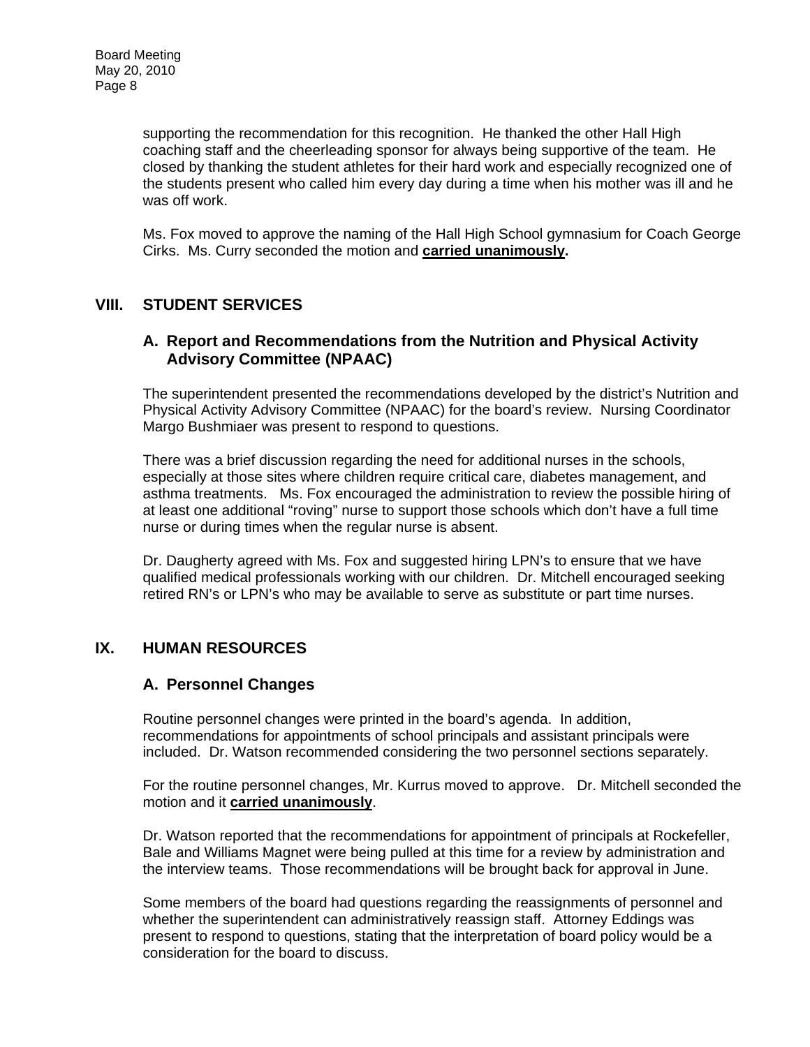supporting the recommendation for this recognition. He thanked the other Hall High coaching staff and the cheerleading sponsor for always being supportive of the team. He closed by thanking the student athletes for their hard work and especially recognized one of the students present who called him every day during a time when his mother was ill and he was off work.

Ms. Fox moved to approve the naming of the Hall High School gymnasium for Coach George Cirks. Ms. Curry seconded the motion and **carried unanimously.**

## VIII. STUDENT SERVICES

### A. Report and Recommendations from the Nutrition and Physical Activity Advisory Committee (NPAAC)

The superintendent presented the recommendations developed by the district's Nutrition and Physical Activity Advisory Committee (NPAAC) for the board's review. Nursing Coordinator Margo Bushmiaer was present to respond to questions.

There was a brief discussion regarding the need for additional nurses in the schools, especially at those sites where children require critical care, diabetes management, and asthma treatments. Ms. Fox encouraged the administration to review the possible hiring of at least one additional "roving" nurse to support those schools which don't have a full time nurse or during times when the regular nurse is absent.

Dr. Daugherty agreed with Ms. Fox and suggested hiring LPN's to ensure that we have qualified medical professionals working with our children. Dr. Mitchell encouraged seeking retired RN's or LPN's who may be available to serve as substitute or part time nurses.

## IX. HUMAN RESOURCES

### A. Personnel Changes

Routine personnel changes were printed in the board's agenda. In addition, recommendations for appointments of school principals and assistant principals were included. Dr. Watson recommended considering the two personnel sections separately.

For the routine personnel changes, Mr. Kurrus moved to approve. Dr. Mitchell seconded the motion and it **carried unanimously**.

Dr. Watson reported that the recommendations for appointment of principals at Rockefeller, Bale and Williams Magnet were being pulled at this time for a review by administration and the interview teams. Those recommendations will be brought back for approval in June.

Some members of the board had questions regarding the reassignments of personnel and whether the superintendent can administratively reassign staff. Attorney Eddings was present to respond to questions, stating that the interpretation of board policy would be a consideration for the board to discuss.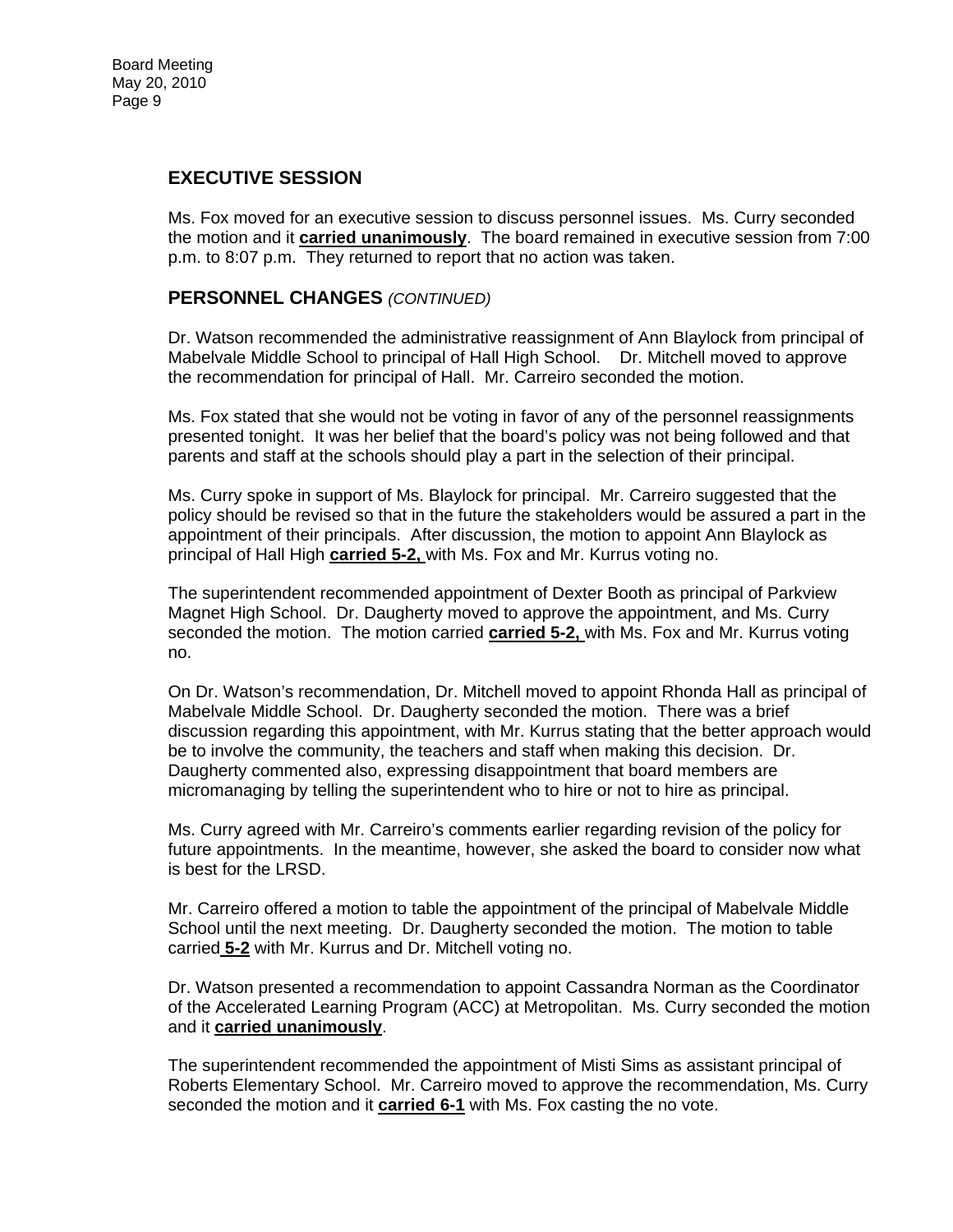## EXECUTIVE SESSION

Ms. Fox moved for an executive session to discuss personnel issues. Ms. Curry seconded the motion and it **carried unanimously**. The board remained in executive session from 7:00 p.m. to 8:07 p.m. They returned to report that no action was taken.

## PERSONNEL CHANGES *(CONTINUED)*

Dr. Watson recommended the administrative reassignment of Ann Blaylock from principal of Mabelvale Middle School to principal of Hall High School. Dr. Mitchell moved to approve the recommendation for principal of Hall. Mr. Carreiro seconded the motion.

Ms. Fox stated that she would not be voting in favor of any of the personnel reassignments presented tonight. It was her belief that the board's policy was not being followed and that parents and staff at the schools should play a part in the selection of their principal.

Ms. Curry spoke in support of Ms. Blaylock for principal. Mr. Carreiro suggested that the policy should be revised so that in the future the stakeholders would be assured a part in the appointment of their principals. After discussion, the motion to appoint Ann Blaylock as principal of Hall High **carried 5-2,** with Ms. Fox and Mr. Kurrus voting no.

The superintendent recommended appointment of Dexter Booth as principal of Parkview Magnet High School. Dr. Daugherty moved to approve the appointment, and Ms. Curry seconded the motion. The motion carried **carried 5-2,** with Ms. Fox and Mr. Kurrus voting no.

On Dr. Watson's recommendation, Dr. Mitchell moved to appoint Rhonda Hall as principal of Mabelvale Middle School. Dr. Daugherty seconded the motion. There was a brief discussion regarding this appointment, with Mr. Kurrus stating that the better approach would be to involve the community, the teachers and staff when making this decision. Dr. Daugherty commented also, expressing disappointment that board members are micromanaging by telling the superintendent who to hire or not to hire as principal.

Ms. Curry agreed with Mr. Carreiro's comments earlier regarding revision of the policy for future appointments. In the meantime, however, she asked the board to consider now what is best for the LRSD.

Mr. Carreiro offered a motion to table the appointment of the principal of Mabelvale Middle School until the next meeting. Dr. Daugherty seconded the motion. The motion to table carried **5-2** with Mr. Kurrus and Dr. Mitchell voting no.

Dr. Watson presented a recommendation to appoint Cassandra Norman as the Coordinator of the Accelerated Learning Program (ACC) at Metropolitan. Ms. Curry seconded the motion and it **carried unanimously**.

The superintendent recommended the appointment of Misti Sims as assistant principal of Roberts Elementary School. Mr. Carreiro moved to approve the recommendation, Ms. Curry seconded the motion and it **carried 6-1** with Ms. Fox casting the no vote.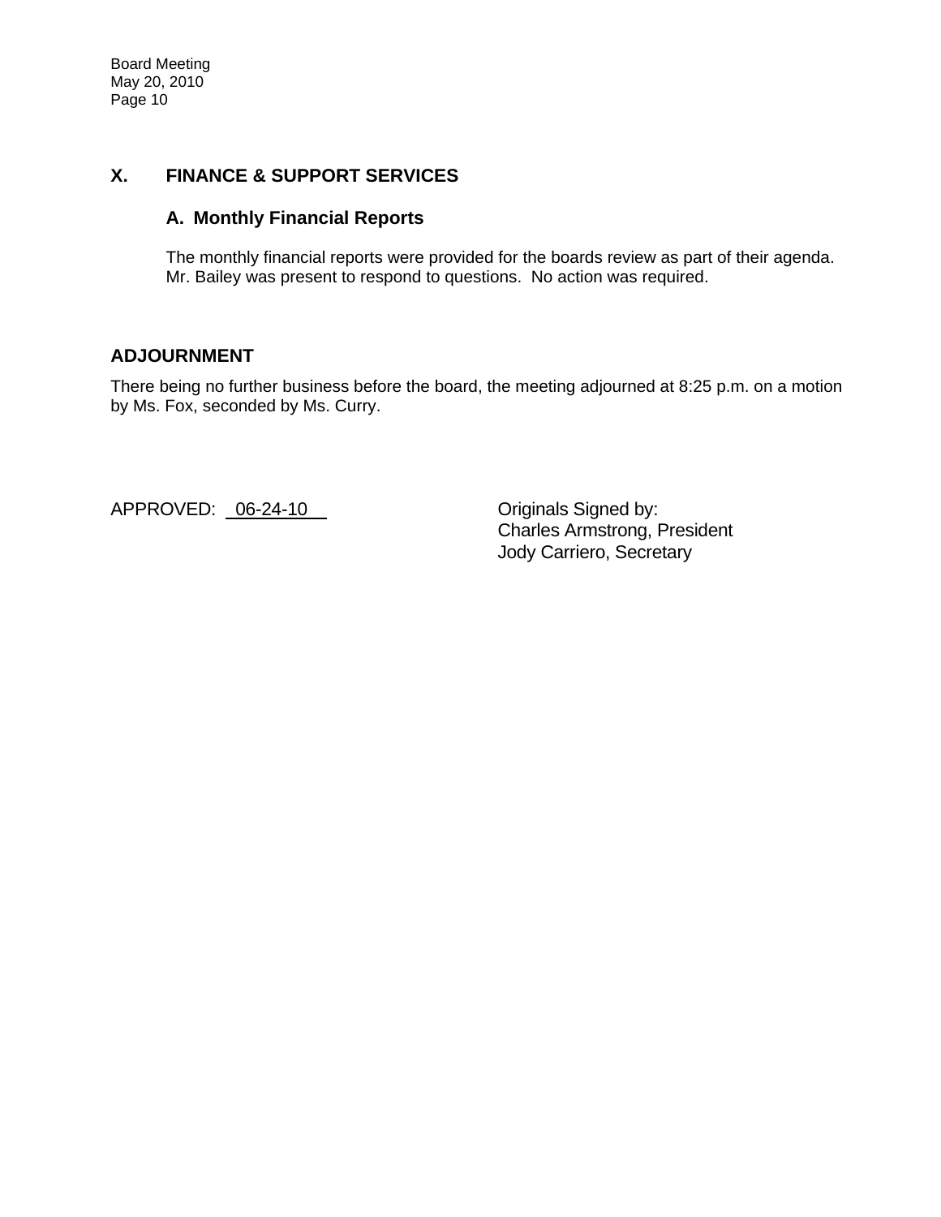## X. FINANCE & SUPPORT SERVICES

### A. Monthly Financial Reports

The monthly financial reports were provided for the boards review as part of their agenda. Mr. Bailey was present to respond to questions. No action was required.

## ADJOURNMENT

There being no further business before the board, the meeting adjourned at 8:25 p.m. on a motion by Ms. Fox, seconded by Ms. Curry.

APPROVED: 06-24-10

Originals Signed by:
Charles Armstrong, President
Jody Carriero, Secretary